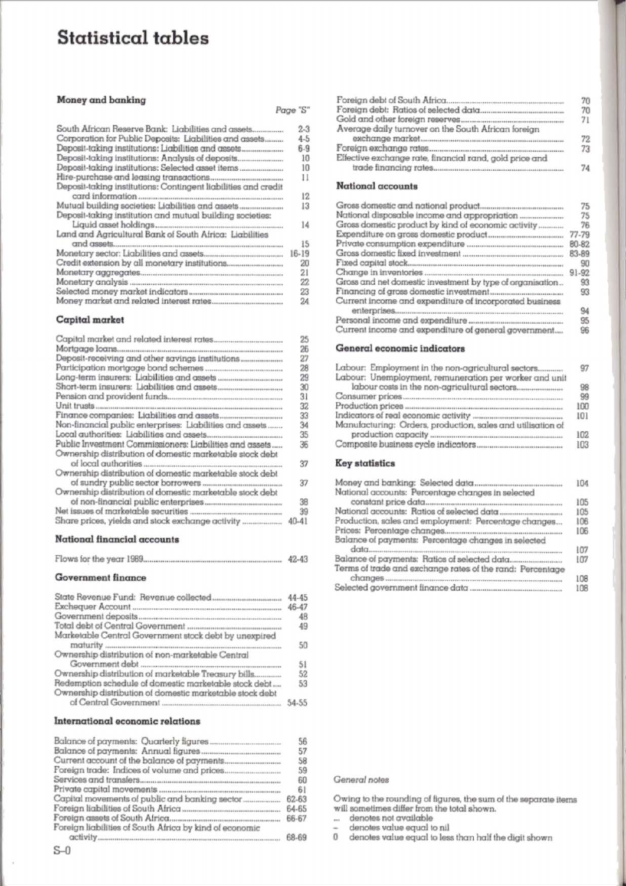# Statistical tables

## Money and banking

| | Page "S" |
|---|---|
| South African Reserve Bank: Liabilities and assets | 2-3 |
| Corporation for Public Deposits: Liabilities and assets | 4-5 |
| Deposit-taking institutions: Liabilities and assets | 6-9 |
| Deposit-taking institutions: Analysis of deposits | 10 |
| Deposit-taking institutions: Selected asset items | 10 |
| Hire-purchase and leasing transactions | 11 |
| Deposit-taking institutions: Contingent liabilities and credit card information | 12 |
| Mutual building societies: Liabilities and assets | 13 |
| Deposit-taking institution and mutual building societies: Liquid asset holdings | 14 |
| Land and Agricultural Bank of South Africa: Liabilities and assets | 15 |
| Monetary sector: Liabilities and assets | 16-19 |
| Credit extension by all monetary institutions | 20 |
| Monetary aggregates | 21 |
| Monetary analysis | 22 |
| Selected money market indicators | 23 |
| Money market and related interest rates | 24 |

## Capital market

| | |
|---|---|
| Capital market and related interest rates | 25 |
| Mortgage loans | 26 |
| Deposit-receiving and other savings institutions | 27 |
| Participation mortgage bond schemes | 28 |
| Long-term insurers: Liabilities and assets | 29 |
| Short-term insurers: Liabilities and assets | 30 |
| Pension and provident funds | 31 |
| Unit trusts | 32 |
| Finance companies: Liabilities and assets | 33 |
| Non-financial public enterprises: Liabilities and assets | 34 |
| Local authorities: Liabilities and assets | 35 |
| Public Investment Commissioners: Liabilities and assets | 36 |
| Ownership distribution of domestic marketable stock debt of local authorities | 37 |
| Ownership distribution of domestic marketable stock debt of sundry public sector borrowers | 37 |
| Ownership distribution of domestic marketable stock debt of non-financial public enterprises | 38 |
| Net issues of marketable securities | 39 |
| Share prices, yields and stock exchange activity | 40-41 |

## National financial accounts

| | |
|---|---|
| Flows for the year 1989 | 42-43 |

## Government finance

| | |
|---|---|
| State Revenue Fund: Revenue collected | 44-45 |
| Exchequer Account | 46-47 |
| Government deposits | 48 |
| Total debt of Central Government | 49 |
| Marketable Central Government stock debt by unexpired maturity | 50 |
| Ownership distribution of non-marketable Central Government debt | 51 |
| Ownership distribution of marketable Treasury bills | 52 |
| Redemption schedule of domestic marketable stock debt | 53 |
| Ownership distribution of domestic marketable stock debt of Central Government | 54-55 |

## International economic relations

| | |
|---|---|
| Balance of payments: Quarterly figures | 56 |
| Balance of payments: Annual figures | 57 |
| Current account of the balance of payments | 58 |
| Foreign trade: Indices of volume and prices | 59 |
| Services and transfers | 60 |
| Private capital movements | 61 |
| Capital movements of public and banking sector | 62-63 |
| Foreign liabilities of South Africa | 64-65 |
| Foreign assets of South Africa | 66-67 |
| Foreign liabilities of South Africa by kind of economic activity | 68-69 |
| Foreign debt of South Africa | 70 |
| Foreign debt: Ratios of selected data | 70 |
| Gold and other foreign reserves | 71 |
| Average daily turnover on the South African foreign exchange market | 72 |
| Foreign exchange rates | 73 |
| Effective exchange rate, financial rand, gold price and trade financing rates | 74 |

## National accounts

| | |
|---|---|
| Gross domestic and national product | 75 |
| National disposable income and appropriation | 75 |
| Gross domestic product by kind of economic activity | 76 |
| Expenditure on gross domestic product | 77-79 |
| Private consumption expenditure | 80-82 |
| Gross domestic fixed investment | 83-89 |
| Fixed capital stock | 90 |
| Change in inventories | 91-92 |
| Gross and net domestic investment by type of organisation | 93 |
| Financing of gross domestic investment | 93 |
| Current income and expenditure of incorporated business enterprises | 94 |
| Personal income and expenditure | 95 |
| Current income and expenditure of general government | 96 |

## General economic indicators

| | |
|---|---|
| Labour: Employment in the non-agricultural sectors | 97 |
| Labour: Unemployment, remuneration per worker and unit labour costs in the non-agricultural sectors | 98 |
| Consumer prices | 99 |
| Production prices | 100 |
| Indicators of real economic activity | 101 |
| Manufacturing: Orders, production, sales and utilisation of production capacity | 102 |
| Composite business cycle indicators | 103 |

## Key statistics

| | |
|---|---|
| Money and banking: Selected data | 104 |
| National accounts: Percentage changes in selected constant price data | 105 |
| National accounts: Ratios of selected data | 105 |
| Production, sales and employment: Percentage changes | 106 |
| Prices: Percentage changes | 106 |
| Balance of payments: Percentage changes in selected data | 107 |
| Balance of payments: Ratios of selected data | 107 |
| Terms of trade and exchange rates of the rand: Percentage changes | 108 |
| Selected government finance data | 108 |

*General notes*

Owing to the rounding of figures, the sum of the separate items will sometimes differ from the total shown.

... denotes not available

– denotes value equal to nil

0 denotes value equal to less than half the digit shown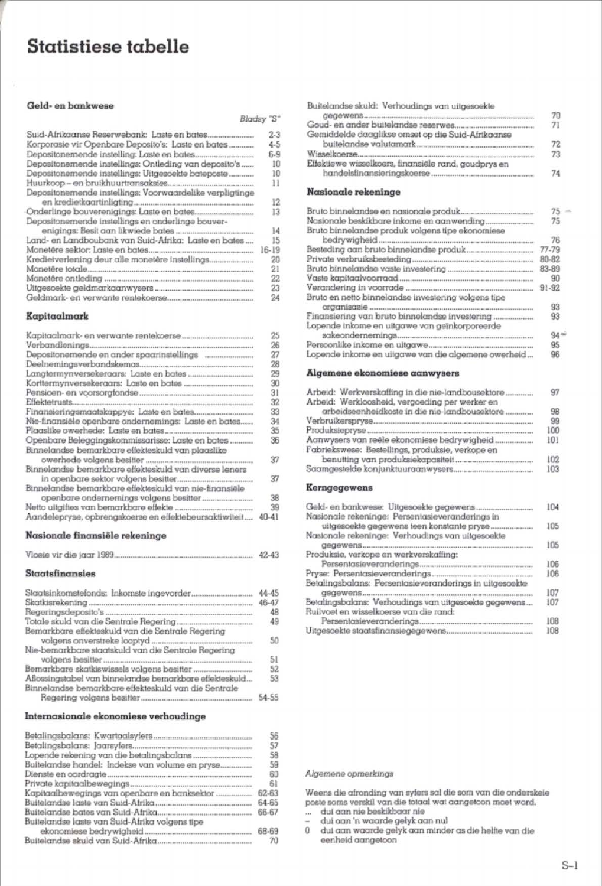# Statistiese tabelle

## Geld- en bankwese

| | Bladsy "S" |
|---|---|
| Suid-Afrikaanse Reserwebank: Laste en bates | 2-3 |
| Korporasie vir Openbare Deposito's: Laste en bates | 4-5 |
| Depositonemende instelling: Laste en bates | 6-9 |
| Depositonemende instellings: Ontleding van deposito's | 10 |
| Depositonemende instellings: Uitgesoekte bateposte | 10 |
| Huurkoop – en bruikhuurtransaksies | 11 |
| Depositonemende instellings: Voorwaardelike verpligtinge en kredietkaartinligting | 12 |
| Onderlinge bouverenigings: Laste en bates | 13 |
| Depositonemende instellings en onderlinge bouverenigings: Besit aan likwiede bates | 14 |
| Land- en Landboubank van Suid-Afrika: Laste en bates | 15 |
| Monetêre sektor: Laste en bates | 16-19 |
| Kredietverlening deur alle monetêre instellings | 20 |
| Monetêre totale | 21 |
| Monetêre ontleding | 22 |
| Uitgesoekte geldmarkaanwysers | 23 |
| Geldmark- en verwante rentekoerse | 24 |

## Kapitaalmark

| | |
|---|---|
| Kapitaalmark- en verwante rentekoerse | 25 |
| Verbandlenings | 26 |
| Depositonemende en ander spaarinstellings | 27 |
| Deelnemingsverbandskemas | 28 |
| Langtermynversekeraars: Laste en bates | 29 |
| Korttermynversekeraars: Laste en bates | 30 |
| Pensioen- en voorsorgfondse | 31 |
| Effektetrusts | 32 |
| Finansieringsmaatskappye: Laste en bates | 33 |
| Nie-finansiële openbare ondernemings: Laste en bates | 34 |
| Plaaslike owerhede: Laste en bates | 35 |
| Openbare Beleggingskommissarisse: Laste en bates | 36 |
| Binnelandse bemarkbare effekteskuld van plaaslike owerhede volgens besitter | 37 |
| Binnelandse bemarkbare effekteskuld van diverse leners in openbare sektor volgens besitter | 37 |
| Binnelandse bemarkbare effekteskuld van nie-finansiële openbare ondernemings volgens besitter | 38 |
| Netto uitgiftes van bemarkbare effekte | 39 |
| Aandelepryse, opbrengskoerse en effektebeursaktiwiteit | 40-41 |

## Nasionale finansiële rekeninge

| | |
|---|---|
| Vloeie vir die jaar 1989 | 42-43 |

## Staatsfinansies

| | |
|---|---|
| Staatsinkomstefonds: Inkomste ingevorder | 44-45 |
| Skatkisrekening | 46-47 |
| Regeringsdeposito's | 48 |
| Totale skuld van die Sentrale Regering | 49 |
| Bemarkbare effekteskuld van die Sentrale Regering volgens onverstreke looptyd | 50 |
| Nie-bemarkbare staatskuld van die Sentrale Regering volgens besitter | 51 |
| Bemarkbare skatkiswissels volgens besitter | 52 |
| Aflossingstabel van binnelandse bemarkbare effekteskuld | 53 |
| Binnelandse bemarkbare effekteskuld van die Sentrale Regering volgens besitter | 54-55 |

## Internasionale ekonomiese verhoudinge

| | |
|---|---|
| Betalingsbalans: Kwartaalsyfers | 56 |
| Betalingsbalans: Jaarsyfers | 57 |
| Lopende rekening van die betalingsbalans | 58 |
| Buitelandse handel: Indekse van volume en pryse | 59 |
| Dienste en oordragte | 60 |
| Private kapitaalbewegings | 61 |
| Kapitaalbewegings van openbare en banksektor | 62-63 |
| Buitelandse laste van Suid-Afrika | 64-65 |
| Buitelandse bates van Suid-Afrika | 66-67 |
| Buitelandse laste van Suid-Afrika volgens tipe ekonomiese bedrywigheid | 68-69 |
| Buitelandse skuld van Suid-Afrika | 70 |
| Buitelandse skuld: Verhoudings van uitgesoekte gegewens | 70 |
| Goud- en ander buitelandse reserwes | 71 |
| Gemiddelde daaglikse omset op die Suid-Afrikaanse buitelandse valutamark | 72 |
| Wisselkoerse | 73 |
| Effektiewe wisselkoers, finansiële rand, goudprys en handelsfinansieringskoerse | 74 |

## Nasionale rekeninge

| | |
|---|---|
| Bruto binnelandse en nasionale produk | 75 |
| Nasionale beskikbare inkome en aanwending | 75 |
| Bruto binnelandse produk volgens tipe ekonomiese bedrywigheid | 76 |
| Besteding aan bruto binnelandse produk | 77-79 |
| Private verbruiksbesteding | 80-82 |
| Bruto binnelandse vaste investering | 83-89 |
| Vaste kapitaalvoorraad | 90 |
| Verandering in voorrade | 91-92 |
| Bruto en netto binnelandse investering volgens tipe organisasie | 93 |
| Finansiering van bruto binnelandse investering | 93 |
| Lopende inkome en uitgawe van geïnkorporeerde sakeondernemings | 94 |
| Persoonlike inkome en uitgawe | 95 |
| Lopende inkome en uitgawe van die algemene owerheid | 96 |

## Algemene ekonomiese aanwysers

| | |
|---|---|
| Arbeid: Werkverskaffing in die nie-landbousektore | 97 |
| Arbeid: Werkloosheid, vergoeding per werker en arbeidseenheidkoste in die nie-landbousektore | 98 |
| Verbruikerspryse | 99 |
| Produksiepryse | 100 |
| Aanwysers van reële ekonomiese bedrywigheid | 101 |
| Fabriekswese: Bestellings, produksie, verkope en benutting van produksiekapasiteit | 102 |
| Saamgestelde konjunktuuraanwysers | 103 |

## Kerngegewens

| | |
|---|---|
| Geld- en bankwese: Uitgesoekte gegewens | 104 |
| Nasionale rekeninge: Persentasieveranderings in uitgesoekte gegewens teen konstante pryse | 105 |
| Nasionale rekeninge: Verhoudings van uitgesoekte gegewens | 105 |
| Produksie, verkope en werkverskaffing: Persentasieveranderings | 106 |
| Pryse: Persentasieveranderings | 106 |
| Betalingsbalans: Persentasieveranderings in uitgesoekte gegewens | 107 |
| Betalingsbalans: Verhoudings van uitgesoekte gegewens | 107 |
| Ruilvoet en wisselkoerse van die rand: Persentasieveranderings | 108 |
| Uitgesoekte staatsfinansiegegewens | 108 |

*Algemene opmerkings*

Weens die afronding van syfers sal die som van die onderskeie poste soms verskil van die totaal wat aangetoon moet word.

... dui aan nie beskikbaar nie
– dui aan 'n waarde gelyk aan nul
0 dui aan waarde gelyk aan minder as die helfte van die eenheid aangetoon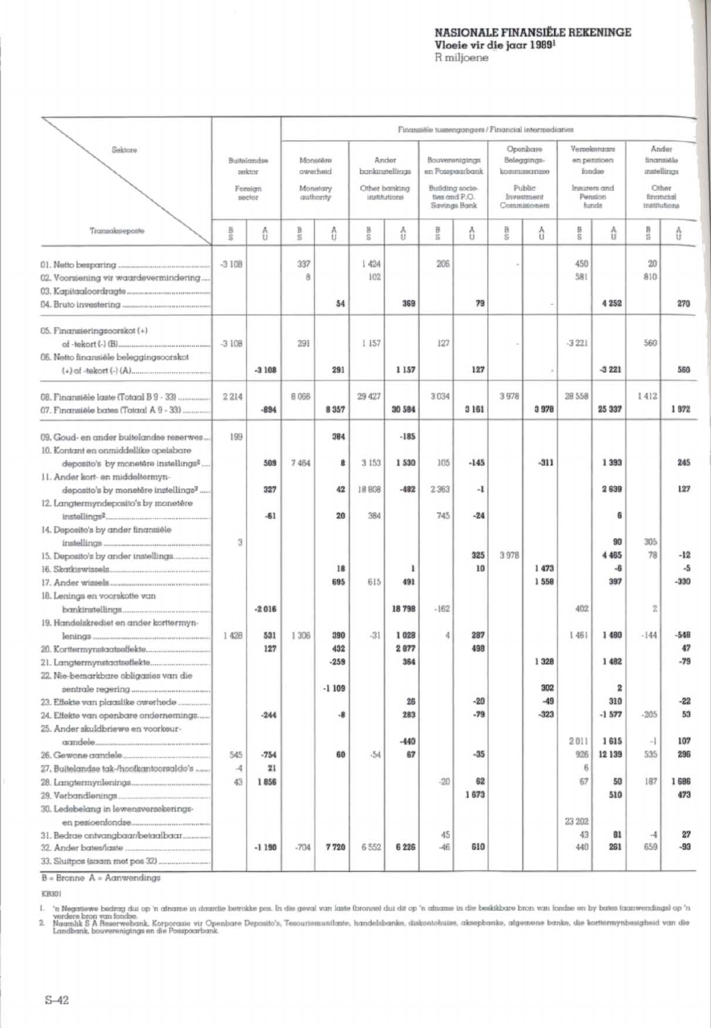# NASIONALE FINANSIËLE REKENINGE

## Vloeie vir die jaar 1989[1]

R miljoene

| Sektore / Transaksieposte | Buitelandse sektor / Foreign sector | | Finansiële tussengangers / Financial intermediaries | | | | | | | | | | | |
|---|---|---|---|---|---|---|---|---|---|---|---|---|---|---|
| | | | Monetêre owerheid / Monetary authority | | Ander bankinstellings / Other banking institutions | | Bouverenigings en Posspaarbank / Building societies and P.O. Savings Bank | | Openbare Beleggingskommissarisse / Public Investment Commissioners | | Versekeraars en pensioenfondse / Insurers and Pension funds | | Ander finansiële instellings / Other financial institutions | |
| | B S | A U | B S | A U | B S | A U | B S | A U | B S | A U | B S | A U | B S | A U |
| 01. Netto besparing | -3 108 | | 337 | | 1 424 | | 206 | | | - | 450 | | 20 | |
| 02. Voorsiening vir waardevermindering | | | 8 | | 102 | | | | | | 581 | | 810 | |
| 03. Kapitaaloordragte | | | | | | | | | | | | | | |
| 04. Bruto investering | | | | **54** | | **369** | | **79** | | - | | **4 252** | | **270** |
| 05. Finansieringsoorskot (+) of -tekort (-) (B) | -3 108 | | 291 | | 1 157 | | 127 | | | - | -3 221 | | 560 | |
| 06. Netto finansiële beleggingsoorskot (+) of -tekort (-) (A) | | **-3 108** | | **291** | | **1 157** | | **127** | | - | | **-3 221** | | **560** |
| 08. Finansiële laste (Totaal B 9 - 33) | 2 214 | | 8 066 | | 29 427 | | 3 034 | | 3 978 | | 28 558 | | 1 412 | |
| 07. Finansiële bates (Totaal A 9 - 33) | | **-894** | | **8 357** | | **30 584** | | **3 161** | | **3 978** | | **25 337** | | **1 972** |
| 09. Goud- en ander buitelandse reserwes | 199 | | | **384** | | **-185** | | | | | | | | |
| 10. Kontant en onmiddellike opeisbare deposito's by monetêre instellings[2] | | **509** | 7 464 | **8** | 3 153 | **1 530** | 105 | **-145** | | **-311** | | **1 393** | | **245** |
| 11. Ander kort- en middeltermyndeposito's by monetêre instellings[2] | | **327** | | **42** | 18 808 | **-482** | 2 363 | **-1** | | | | **2 639** | | **127** |
| 12. Langtermyndeposito's by monetêre instellings[2] | | **-61** | | **20** | 384 | | 745 | **-24** | | | | **6** | | |
| 14. Deposito's by ander finansiële instellings | 3 | | | | | | | | | | | **90** | 305 | |
| 15. Deposito's by ander instellings | | | | | | | | **325** | 3 978 | | | **4 465** | 78 | **-12** |
| 16. Skatkiswissels | | | | **18** | | **1** | | **10** | | **1 473** | | **-6** | | **-5** |
| 17. Ander wissels | | | | **695** | 615 | **491** | | | | **1 558** | | **397** | | **-330** |
| 18. Lenings en voorskotte van bankinstellings | | **-2 016** | | | | **18 798** | -162 | | | | 402 | | 2 | |
| 19. Handelskrediet en ander korttermynlenings | 1 428 | **531** | 1 306 | **390** | -31 | **1 028** | 4 | **287** | | | 1 461 | **1 480** | -144 | **-548** |
| 20. Korttermynstaatseffekte | | **127** | | **432** | | **2 877** | | **498** | | | | | | **47** |
| 21. Langtermynstaatseffekte | | | | **-259** | | **364** | | | | **1 328** | | **1 482** | | **-79** |
| 22. Nie-bemarkbare obligasies van die sentrale regering | | | | **-1 109** | | | | | | **302** | | **2** | | |
| 23. Effekte van plaaslike owerhede | | | | | | **26** | | **-20** | | **-49** | | **310** | | **-22** |
| 24. Effekte van openbare ondernemings | | **-244** | | **-8** | | **283** | | **-79** | | **-323** | | **-1 577** | -205 | **53** |
| 25. Ander skuldbriewe en voorkeuraandele | | | | | | **-440** | | | | | 2 011 | **1 615** | -1 | **107** |
| 26. Gewone aandele | 545 | **-754** | | **60** | -54 | **67** | | **-35** | | | 926 | **12 139** | 535 | **296** |
| 27. Buitelandse tak-/hoofkantoorsaldo's | -4 | **21** | | | | | | | | | 6 | | | |
| 28. Langtermynlenings | 43 | **1 856** | | | | | -20 | **62** | | | 67 | **50** | 187 | **1 686** |
| 29. Verbandlenings | | | | | | | | **1 673** | | | | **510** | | **473** |
| 30. Ledebelang in lewensversekerings- en pensioenfondse | | | | | | | | | | | 23 202 | | | |
| 31. Bedrae ontvangbaar/betaalbaar | | | | | | | 45 | | | | 43 | **81** | -4 | **27** |
| 32. Ander bates/laste | | **-1 190** | -704 | **7 720** | 6 552 | **6 226** | -46 | **610** | | | 440 | **261** | 659 | **-93** |
| 33. Sluitpos (saam met pos 32) | | | | | | | | | | | | | | |

B = Bronne A = Aanwendings

KB301

1. 'n Negatiewe bedrag dui op 'n afname in daardie betrokke pos. In die geval van laste (bronne) dui dit op 'n afname in die beskikbare bron van fondse en by bates (aanwendings) op 'n verdere bron van fondse.
2. Naamlik S A Reserwebank, Korporasie vir Openbare Deposito's, Tesouriesmunilaste, handelsbanke, diskontohuise, aksepbanke, algemene banke, die korttermynbesigheid van die Landbank, bouverenigings en die Posspaarbank.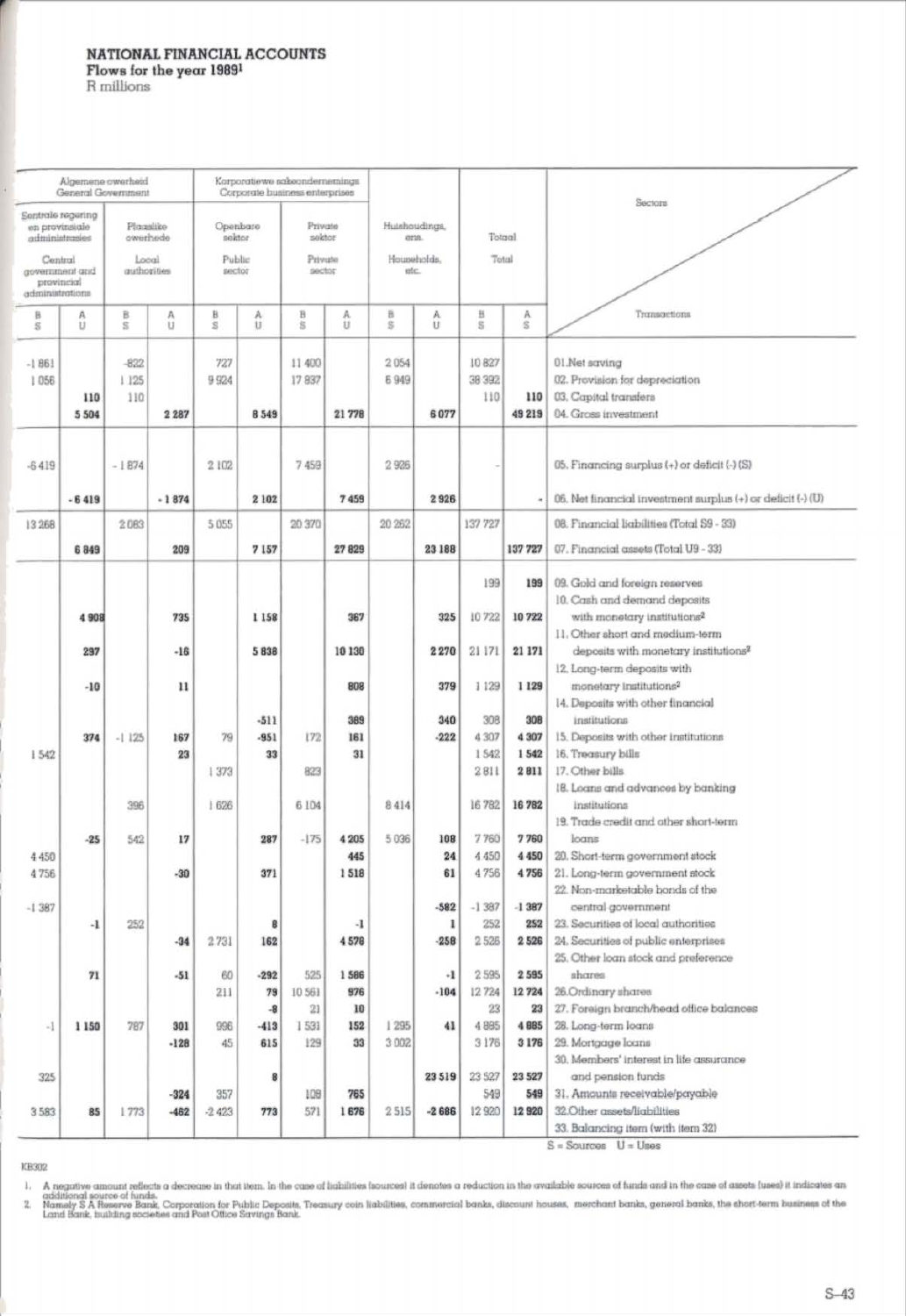# NATIONAL FINANCIAL ACCOUNTS

**Flows for the year 1989[1]**

R millions

| Algemene owerheid / General Government | | | | Korporatiewe sakeondernemings / Corporate business enterprises | | | | | | | | Sectors |
|---|---|---|---|---|---|---|---|---|---|---|---|---|
| Sentrale regering en provinsiale administrasies / Central government and provincial administrations | | Plaaslike owerhede / Local authorities | | Openbare sektor / Public sector | | Private sektor / Private sector | | Huishoudings, ens. / Households, etc. | | Totaal / Total | | |
| B S | A U | B S | A U | B S | A U | B S | A U | B S | A U | B S | A S | Transactions |
| -1 861 | | -822 | | 727 | | 11 400 | | 2 054 | | 10 827 | | 01. Net saving |
| 1 056 | | 1 125 | | 9 924 | | 17 837 | | 6 949 | | 38 392 | | 02. Provision for depreciation |
| | 110 | 110 | | | | | | | | 110 | 110 | 03. Capital transfers |
| | 5 504 | | 2 287 | | 8 549 | | 21 778 | | 6 077 | | 49 219 | 04. Gross investment |
| -6 419 | | -1 874 | | 2 102 | | 7 459 | | 2 926 | | - | | 05. Financing surplus (+) or deficit (-) (S) |
| | -6 419 | | -1 874 | | 2 102 | | 7 459 | | 2 926 | | - | 06. Net financial investment surplus (+) or deficit (-) (U) |
| 13 268 | | 2 083 | | 5 055 | | 20 370 | | 20 262 | | 137 727 | | 08. Financial liabilities (Total S9 - 33) |
| | 6 849 | | 209 | | 7 157 | | 27 829 | | 23 188 | | 137 727 | 07. Financial assets (Total U9 - 33) |
| | | | | | | | | | | 199 | 199 | 09. Gold and foreign reserves |
| | 4 908 | | 735 | | 1 158 | | 367 | | 325 | 10 722 | 10 722 | 10. Cash and demand deposits with monetary institutions[2] |
| | 297 | | -16 | | 5 838 | | 10 130 | | 2 270 | 21 171 | 21 171 | 11. Other short and medium-term deposits with monetary institutions[2] |
| | -10 | | 11 | | | | 808 | | 379 | 1 129 | 1 129 | 12. Long-term deposits with monetary institutions[2] |
| | | | | | -511 | | 389 | | 340 | 308 | 308 | 14. Deposits with other financial institutions |
| | 374 | -1 125 | 167 | 79 | -951 | 172 | 161 | | -222 | 4 307 | 4 307 | 15. Deposits with other institutions |
| 1 542 | | | 23 | | 33 | | 31 | | | 1 542 | 1 542 | 16. Treasury bills |
| | | | | 1 373 | | 823 | | | | 2 811 | 2 811 | 17. Other bills |
| | | 396 | | 1 626 | | 6 104 | | 8 414 | | 16 782 | 16 782 | 18. Loans and advances by banking institutions |
| | -25 | 542 | 17 | | 287 | -175 | 4 205 | 5 036 | 108 | 7 760 | 7 760 | 19. Trade credit and other short-term loans |
| 4 450 | | | | | | | 445 | | 24 | 4 450 | 4 450 | 20. Short-term government stock |
| 4 756 | | | -30 | | 371 | | 1 518 | | 61 | 4 756 | 4 756 | 21. Long-term government stock |
| -1 387 | | | | | | | | | -582 | -1 387 | -1 387 | 22. Non-marketable bonds of the central government |
| | -1 | 252 | | | 8 | | -1 | | 1 | 252 | 252 | 23. Securities of local authorities |
| | | | -34 | 2 731 | 162 | | 4 578 | | -258 | 2 526 | 2 526 | 24. Securities of public enterprises |
| | 71 | | -51 | 60 | -292 | 525 | 1 586 | | -1 | 2 595 | 2 595 | 25. Other loan stock and preference shares |
| | | | | 211 | 79 | 10 561 | 976 | | -104 | 12 724 | 12 724 | 26. Ordinary shares |
| | | | | | -8 | 21 | 10 | | | 23 | 23 | 27. Foreign branch/head office balances |
| -1 | 1 150 | 787 | 301 | 996 | -413 | 1 531 | 152 | 1 295 | 41 | 4 885 | 4 885 | 28. Long-term loans |
| | | | -128 | 45 | 615 | 129 | 33 | 3 002 | | 3 176 | 3 176 | 29. Mortgage loans |
| 325 | | | | | 8 | | | | 23 519 | 23 527 | 23 527 | 30. Members' interest in life assurance and pension funds |
| | | | -324 | 357 | | 108 | 765 | | | 549 | 549 | 31. Amounts receivable/payable |
| 3 583 | 85 | 1 773 | -462 | -2 423 | 773 | 571 | 1 676 | 2 515 | -2 686 | 12 920 | 12 920 | 32. Other assets/liabilities |
| | | | | | | | | | | | | 33. Balancing item (with item 32) |

S = Sources U = Uses

KB302

1. A negative amount reflects a decrease in that item. In the case of liabilities (sources) it denotes a reduction in the available sources of funds and in the case of assets (uses) it indicates an additional source of funds.
2. Namely S A Reserve Bank, Corporation for Public Deposits, Treasury coin liabilities, commercial banks, discount houses, merchant banks, general banks, the short-term business of the Land Bank, building societies and Post Office Savings Bank.